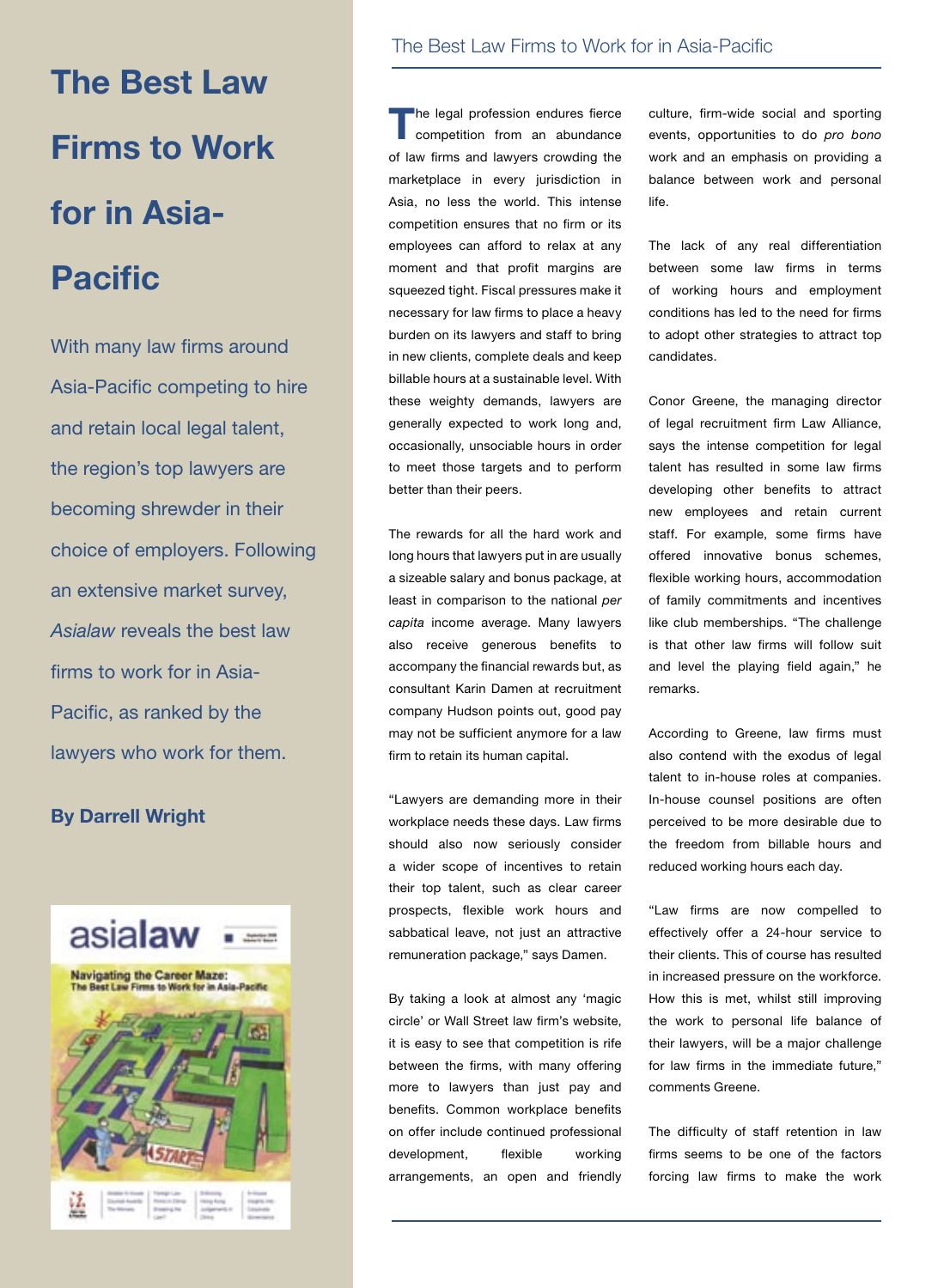# The Best Law Firms to Work for in Asia-Pacific

With many law firms around Asia-Pacific competing to hire and retain local legal talent, the region's top lawyers are becoming shrewder in their choice of employers. Following an extensive market survey, *Asialaw* reveals the best law firms to work for in Asia-Pacific, as ranked by the lawyers who work for them.

**By Darrell Wright**

The legal profession endures fierce competition from an abundance of law firms and lawyers crowding the marketplace in every jurisdiction in Asia, no less the world. This intense competition ensures that no firm or its employees can afford to relax at any moment and that profit margins are squeezed tight. Fiscal pressures make it necessary for law firms to place a heavy burden on its lawyers and staff to bring in new clients, complete deals and keep billable hours at a sustainable level. With these weighty demands, lawyers are generally expected to work long and, occasionally, unsociable hours in order to meet those targets and to perform better than their peers.

The rewards for all the hard work and long hours that lawyers put in are usually a sizeable salary and bonus package, at least in comparison to the national *per capita* income average. Many lawyers also receive generous benefits to accompany the financial rewards but, as consultant Karin Damen at recruitment company Hudson points out, good pay may not be sufficient anymore for a law firm to retain its human capital.

"Lawyers are demanding more in their workplace needs these days. Law firms should also now seriously consider a wider scope of incentives to retain their top talent, such as clear career prospects, flexible work hours and sabbatical leave, not just an attractive remuneration package," says Damen.

By taking a look at almost any 'magic circle' or Wall Street law firm's website, it is easy to see that competition is rife between the firms, with many offering more to lawyers than just pay and benefits. Common workplace benefits on offer include continued professional development, flexible working arrangements, an open and friendly culture, firm-wide social and sporting events, opportunities to do *pro bono* work and an emphasis on providing a balance between work and personal life.

The lack of any real differentiation between some law firms in terms of working hours and employment conditions has led to the need for firms to adopt other strategies to attract top candidates.

Conor Greene, the managing director of legal recruitment firm Law Alliance, says the intense competition for legal talent has resulted in some law firms developing other benefits to attract new employees and retain current staff. For example, some firms have offered innovative bonus schemes, flexible working hours, accommodation of family commitments and incentives like club memberships. "The challenge is that other law firms will follow suit and level the playing field again," he remarks.

According to Greene, law firms must also contend with the exodus of legal talent to in-house roles at companies. In-house counsel positions are often perceived to be more desirable due to the freedom from billable hours and reduced working hours each day.

"Law firms are now compelled to effectively offer a 24-hour service to their clients. This of course has resulted in increased pressure on the workforce. How this is met, whilst still improving the work to personal life balance of their lawyers, will be a major challenge for law firms in the immediate future," comments Greene.

The difficulty of staff retention in law firms seems to be one of the factors forcing law firms to make the work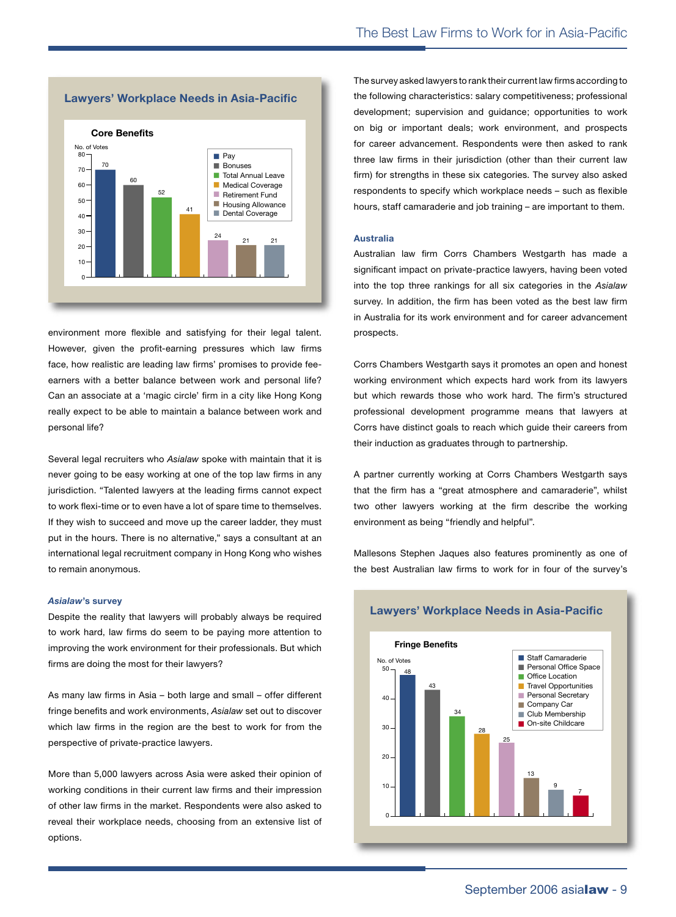## Lawyers' Workplace Needs in Asia-Pacific

**Core Benefits**

| Core Benefit | No. of Votes |
|---|---|
| Pay | 70 |
| Bonuses | 60 |
| Total Annual Leave | 52 |
| Medical Coverage | 41 |
| Retirement Fund | 24 |
| Housing Allowance | 21 |
| Dental Coverage | 21 |

environment more flexible and satisfying for their legal talent. However, given the profit-earning pressures which law firms face, how realistic are leading law firms' promises to provide fee-earners with a better balance between work and personal life? Can an associate at a 'magic circle' firm in a city like Hong Kong really expect to be able to maintain a balance between work and personal life?

Several legal recruiters who *Asialaw* spoke with maintain that it is never going to be easy working at one of the top law firms in any jurisdiction. "Talented lawyers at the leading firms cannot expect to work flexi-time or to even have a lot of spare time to themselves. If they wish to succeed and move up the career ladder, they must put in the hours. There is no alternative," says a consultant at an international legal recruitment company in Hong Kong who wishes to remain anonymous.

### *Asialaw*'s survey

Despite the reality that lawyers will probably always be required to work hard, law firms do seem to be paying more attention to improving the work environment for their professionals. But which firms are doing the most for their lawyers?

As many law firms in Asia – both large and small – offer different fringe benefits and work environments, *Asialaw* set out to discover which law firms in the region are the best to work for from the perspective of private-practice lawyers.

More than 5,000 lawyers across Asia were asked their opinion of working conditions in their current law firms and their impression of other law firms in the market. Respondents were also asked to reveal their workplace needs, choosing from an extensive list of options.

The survey asked lawyers to rank their current law firms according to the following characteristics: salary competitiveness; professional development; supervision and guidance; opportunities to work on big or important deals; work environment, and prospects for career advancement. Respondents were then asked to rank three law firms in their jurisdiction (other than their current law firm) for strengths in these six categories. The survey also asked respondents to specify which workplace needs – such as flexible hours, staff camaraderie and job training – are important to them.

### Australia

Australian law firm Corrs Chambers Westgarth has made a significant impact on private-practice lawyers, having been voted into the top three rankings for all six categories in the *Asialaw* survey. In addition, the firm has been voted as the best law firm in Australia for its work environment and for career advancement prospects.

Corrs Chambers Westgarth says it promotes an open and honest working environment which expects hard work from its lawyers but which rewards those who work hard. The firm's structured professional development programme means that lawyers at Corrs have distinct goals to reach which guide their careers from their induction as graduates through to partnership.

A partner currently working at Corrs Chambers Westgarth says that the firm has a "great atmosphere and camaraderie", whilst two other lawyers working at the firm describe the working environment as being "friendly and helpful".

Mallesons Stephen Jaques also features prominently as one of the best Australian law firms to work for in four of the survey's

## Lawyers' Workplace Needs in Asia-Pacific

**Fringe Benefits**

| Fringe Benefit | No. of Votes |
|---|---|
| Staff Camaraderie | 48 |
| Personal Office Space | 43 |
| Office Location | 34 |
| Travel Opportunities | 28 |
| Personal Secretary | 25 |
| Company Car | 13 |
| Club Membership | 9 |
| On-site Childcare | 7 |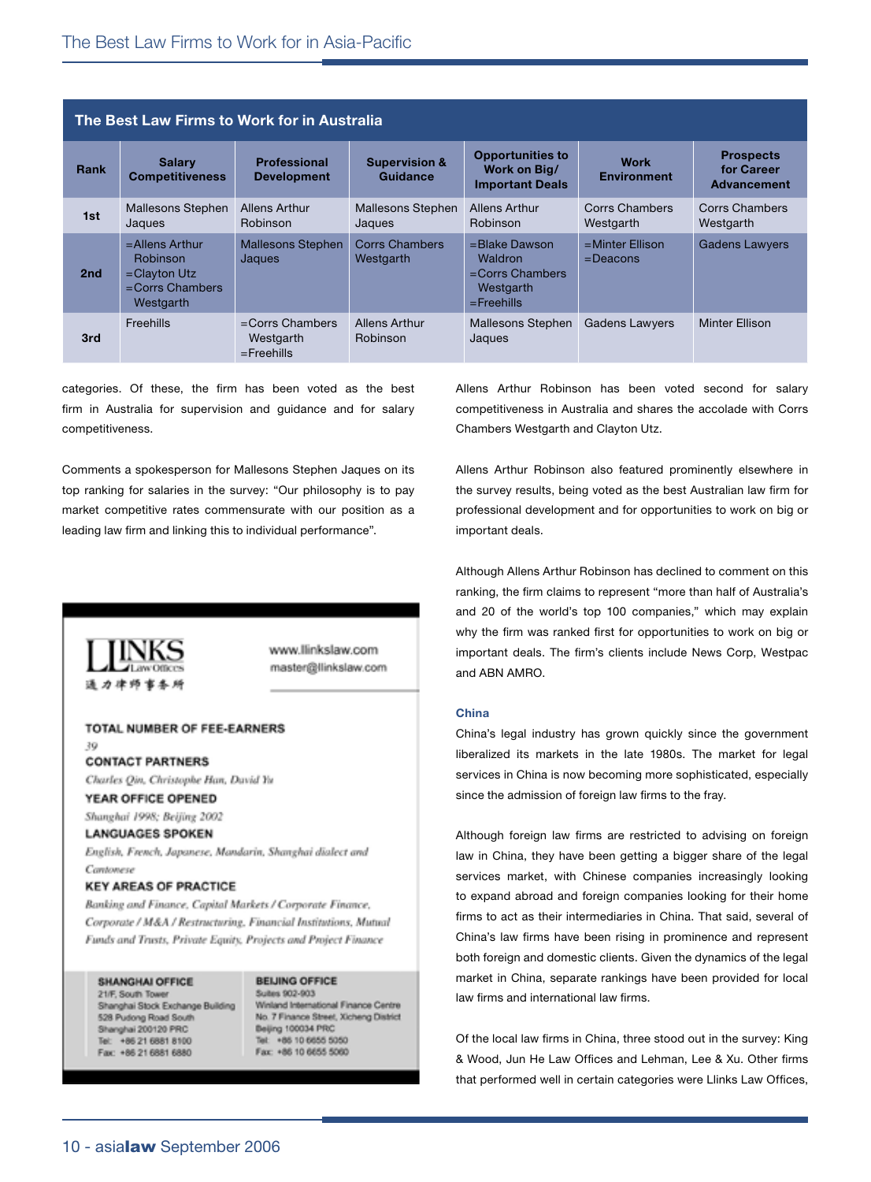## The Best Law Firms to Work for in Australia

| Rank | Salary Competitiveness | Professional Development | Supervision & Guidance | Opportunities to Work on Big/ Important Deals | Work Environment | Prospects for Career Advancement |
|---|---|---|---|---|---|---|
| 1st | Mallesons Stephen Jaques | Allens Arthur Robinson | Mallesons Stephen Jaques | Allens Arthur Robinson | Corrs Chambers Westgarth | Corrs Chambers Westgarth |
| 2nd | =Allens Arthur Robinson =Clayton Utz =Corrs Chambers Westgarth | Mallesons Stephen Jaques | Corrs Chambers Westgarth | =Blake Dawson Waldron =Corrs Chambers Westgarth =Freehills | =Minter Ellison =Deacons | Gadens Lawyers |
| 3rd | Freehills | =Corrs Chambers Westgarth =Freehills | Allens Arthur Robinson | Mallesons Stephen Jaques | Gadens Lawyers | Minter Ellison |

categories. Of these, the firm has been voted as the best firm in Australia for supervision and guidance and for salary competitiveness.

Comments a spokesperson for Mallesons Stephen Jaques on its top ranking for salaries in the survey: "Our philosophy is to pay market competitive rates commensurate with our position as a leading law firm and linking this to individual performance".

LLINKS Law Offices
通力律师事务所

www.llinkslaw.com
master@llinkslaw.com

**TOTAL NUMBER OF FEE-EARNERS**
*39*

**CONTACT PARTNERS**
*Charles Qin, Christophe Han, David Yu*

**YEAR OFFICE OPENED**
*Shanghai 1998; Beijing 2002*

**LANGUAGES SPOKEN**
*English, French, Japanese, Mandarin, Shanghai dialect and Cantonese*

**KEY AREAS OF PRACTICE**
*Banking and Finance, Capital Markets / Corporate Finance, Corporate / M&A / Restructuring, Financial Institutions, Mutual Funds and Trusts, Private Equity, Projects and Project Finance*

**SHANGHAI OFFICE**
21/F, South Tower
Shanghai Stock Exchange Building
528 Pudong Road South
Shanghai 200120 PRC
Tel: +86 21 6881 8100
Fax: +86 21 6881 6880

**BEIJING OFFICE**
Suites 902-903
Winland International Finance Centre
No. 7 Finance Street, Xicheng District
Beijing 100034 PRC
Tel: +86 10 6655 5050
Fax: +86 10 6655 5060

Allens Arthur Robinson has been voted second for salary competitiveness in Australia and shares the accolade with Corrs Chambers Westgarth and Clayton Utz.

Allens Arthur Robinson also featured prominently elsewhere in the survey results, being voted as the best Australian law firm for professional development and for opportunities to work on big or important deals.

Although Allens Arthur Robinson has declined to comment on this ranking, the firm claims to represent "more than half of Australia's and 20 of the world's top 100 companies," which may explain why the firm was ranked first for opportunities to work on big or important deals. The firm's clients include News Corp, Westpac and ABN AMRO.

### China

China's legal industry has grown quickly since the government liberalized its markets in the late 1980s. The market for legal services in China is now becoming more sophisticated, especially since the admission of foreign law firms to the fray.

Although foreign law firms are restricted to advising on foreign law in China, they have been getting a bigger share of the legal services market, with Chinese companies increasingly looking to expand abroad and foreign companies looking for their home firms to act as their intermediaries in China. That said, several of China's law firms have been rising in prominence and represent both foreign and domestic clients. Given the dynamics of the legal market in China, separate rankings have been provided for local law firms and international law firms.

Of the local law firms in China, three stood out in the survey: King & Wood, Jun He Law Offices and Lehman, Lee & Xu. Other firms that performed well in certain categories were Llinks Law Offices,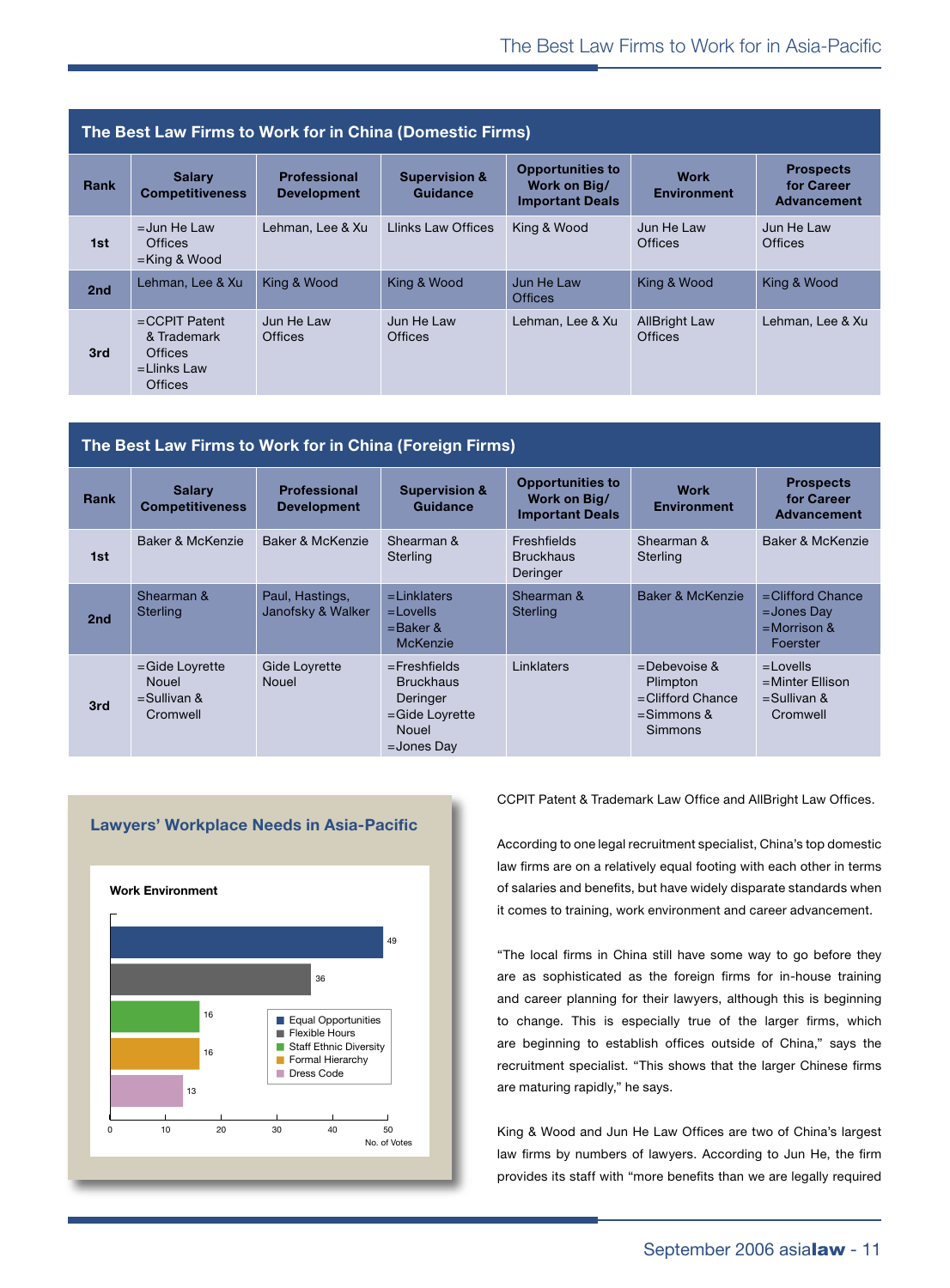## The Best Law Firms to Work for in China (Domestic Firms)

| Rank | Salary Competitiveness | Professional Development | Supervision & Guidance | Opportunities to Work on Big/ Important Deals | Work Environment | Prospects for Career Advancement |
|---|---|---|---|---|---|---|
| 1st | =Jun He Law Offices =King & Wood | Lehman, Lee & Xu | Llinks Law Offices | King & Wood | Jun He Law Offices | Jun He Law Offices |
| 2nd | Lehman, Lee & Xu | King & Wood | King & Wood | Jun He Law Offices | King & Wood | King & Wood |
| 3rd | =CCPIT Patent & Trademark Offices =Llinks Law Offices | Jun He Law Offices | Jun He Law Offices | Lehman, Lee & Xu | AllBright Law Offices | Lehman, Lee & Xu |

## The Best Law Firms to Work for in China (Foreign Firms)

| Rank | Salary Competitiveness | Professional Development | Supervision & Guidance | Opportunities to Work on Big/ Important Deals | Work Environment | Prospects for Career Advancement |
|---|---|---|---|---|---|---|
| 1st | Baker & McKenzie | Baker & McKenzie | Shearman & Sterling | Freshfields Bruckhaus Deringer | Shearman & Sterling | Baker & McKenzie |
| 2nd | Shearman & Sterling | Paul, Hastings, Janofsky & Walker | =Linklaters =Lovells =Baker & McKenzie | Shearman & Sterling | Baker & McKenzie | =Clifford Chance =Jones Day =Morrison & Foerster |
| 3rd | =Gide Loyrette Nouel =Sullivan & Cromwell | Gide Loyrette Nouel | =Freshfields Bruckhaus Deringer =Gide Loyrette Nouel =Jones Day | Linklaters | =Debevoise & Plimpton =Clifford Chance =Simmons & Simmons | =Lovells =Minter Ellison =Sullivan & Cromwell |

### Lawyers' Workplace Needs in Asia-Pacific

**Work Environment**

| Need | No. of Votes |
|---|---|
| Equal Opportunities | 49 |
| Flexible Hours | 36 |
| Staff Ethnic Diversity | 16 |
| Formal Hierarchy | 16 |
| Dress Code | 13 |

CCPIT Patent & Trademark Law Office and AllBright Law Offices.

According to one legal recruitment specialist, China's top domestic law firms are on a relatively equal footing with each other in terms of salaries and benefits, but have widely disparate standards when it comes to training, work environment and career advancement.

"The local firms in China still have some way to go before they are as sophisticated as the foreign firms for in-house training and career planning for their lawyers, although this is beginning to change. This is especially true of the larger firms, which are beginning to establish offices outside of China," says the recruitment specialist. "This shows that the larger Chinese firms are maturing rapidly," he says.

King & Wood and Jun He Law Offices are two of China's largest law firms by numbers of lawyers. According to Jun He, the firm provides its staff with "more benefits than we are legally required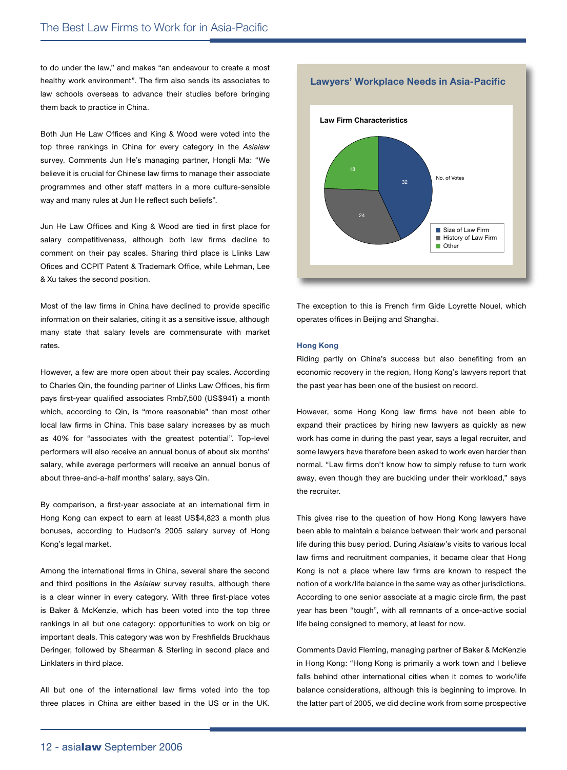to do under the law," and makes "an endeavour to create a most healthy work environment". The firm also sends its associates to law schools overseas to advance their studies before bringing them back to practice in China.

Both Jun He Law Offices and King & Wood were voted into the top three rankings in China for every category in the *Asialaw* survey. Comments Jun He's managing partner, Hongli Ma: "We believe it is crucial for Chinese law firms to manage their associate programmes and other staff matters in a more culture-sensible way and many rules at Jun He reflect such beliefs".

Jun He Law Offices and King & Wood are tied in first place for salary competitiveness, although both law firms decline to comment on their pay scales. Sharing third place is Llinks Law Ofices and CCPIT Patent & Trademark Office, while Lehman, Lee & Xu takes the second position.

Most of the law firms in China have declined to provide specific information on their salaries, citing it as a sensitive issue, although many state that salary levels are commensurate with market rates.

However, a few are more open about their pay scales. According to Charles Qin, the founding partner of Llinks Law Offices, his firm pays first-year qualified associates Rmb7,500 (US$941) a month which, according to Qin, is "more reasonable" than most other local law firms in China. This base salary increases by as much as 40% for "associates with the greatest potential". Top-level performers will also receive an annual bonus of about six months' salary, while average performers will receive an annual bonus of about three-and-a-half months' salary, says Qin.

By comparison, a first-year associate at an international firm in Hong Kong can expect to earn at least US$4,823 a month plus bonuses, according to Hudson's 2005 salary survey of Hong Kong's legal market.

Among the international firms in China, several share the second and third positions in the *Asialaw* survey results, although there is a clear winner in every category. With three first-place votes is Baker & McKenzie, which has been voted into the top three rankings in all but one category: opportunities to work on big or important deals. This category was won by Freshfields Bruckhaus Deringer, followed by Shearman & Sterling in second place and Linklaters in third place.

All but one of the international law firms voted into the top three places in China are either based in the US or in the UK.

**Lawyers' Workplace Needs in Asia-Pacific**

**Law Firm Characteristics**

| No. of Votes | |
|---|---|
| Size of Law Firm | 32 |
| History of Law Firm | 24 |
| Other | 18 |

The exception to this is French firm Gide Loyrette Nouel, which operates offices in Beijing and Shanghai.

### Hong Kong

Riding partly on China's success but also benefiting from an economic recovery in the region, Hong Kong's lawyers report that the past year has been one of the busiest on record.

However, some Hong Kong law firms have not been able to expand their practices by hiring new lawyers as quickly as new work has come in during the past year, says a legal recruiter, and some lawyers have therefore been asked to work even harder than normal. "Law firms don't know how to simply refuse to turn work away, even though they are buckling under their workload," says the recruiter.

This gives rise to the question of how Hong Kong lawyers have been able to maintain a balance between their work and personal life during this busy period. During *Asialaw*'s visits to various local law firms and recruitment companies, it became clear that Hong Kong is not a place where law firms are known to respect the notion of a work/life balance in the same way as other jurisdictions. According to one senior associate at a magic circle firm, the past year has been "tough", with all remnants of a once-active social life being consigned to memory, at least for now.

Comments David Fleming, managing partner of Baker & McKenzie in Hong Kong: "Hong Kong is primarily a work town and I believe falls behind other international cities when it comes to work/life balance considerations, although this is beginning to improve. In the latter part of 2005, we did decline work from some prospective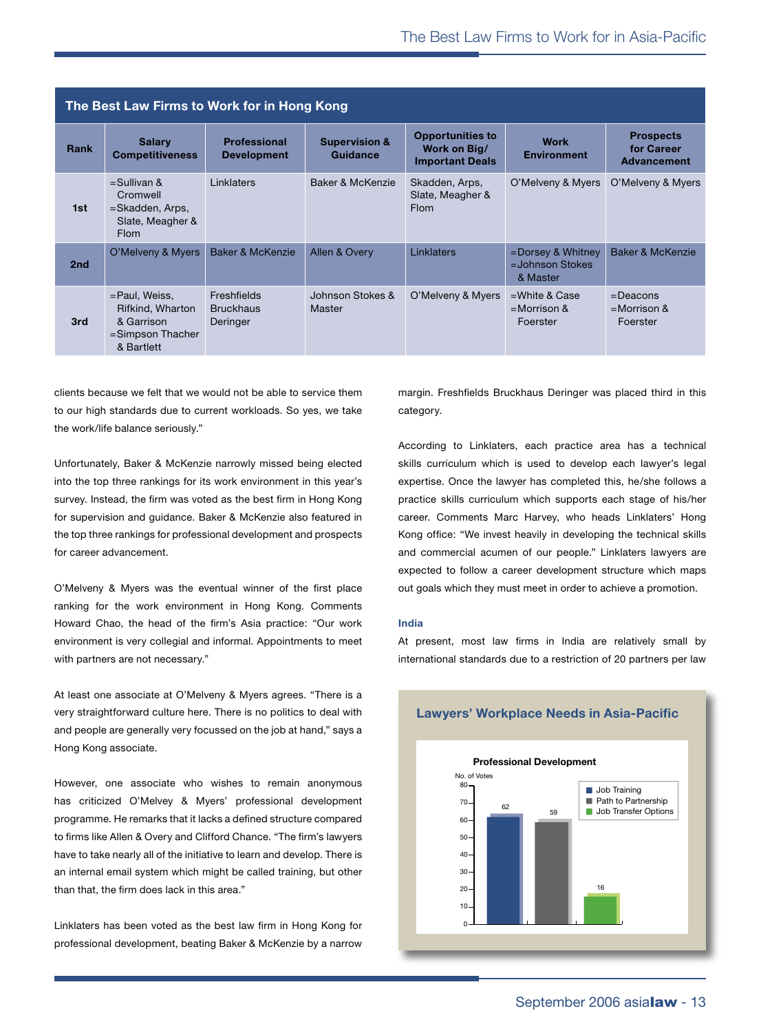## The Best Law Firms to Work for in Hong Kong

| Rank | Salary Competitiveness | Professional Development | Supervision & Guidance | Opportunities to Work on Big/ Important Deals | Work Environment | Prospects for Career Advancement |
|---|---|---|---|---|---|---|
| 1st | =Sullivan & Cromwell<br>=Skadden, Arps, Slate, Meagher & Flom | Linklaters | Baker & McKenzie | Skadden, Arps, Slate, Meagher & Flom | O'Melveny & Myers | O'Melveny & Myers |
| 2nd | O'Melveny & Myers | Baker & McKenzie | Allen & Overy | Linklaters | =Dorsey & Whitney<br>=Johnson Stokes & Master | Baker & McKenzie |
| 3rd | =Paul, Weiss, Rifkind, Wharton & Garrison<br>=Simpson Thacher & Bartlett | Freshfields Bruckhaus Deringer | Johnson Stokes & Master | O'Melveny & Myers | =White & Case<br>=Morrison & Foerster | =Deacons<br>=Morrison & Foerster |

clients because we felt that we would not be able to service them to our high standards due to current workloads. So yes, we take the work/life balance seriously."

Unfortunately, Baker & McKenzie narrowly missed being elected into the top three rankings for its work environment in this year's survey. Instead, the firm was voted as the best firm in Hong Kong for supervision and guidance. Baker & McKenzie also featured in the top three rankings for professional development and prospects for career advancement.

O'Melveny & Myers was the eventual winner of the first place ranking for the work environment in Hong Kong. Comments Howard Chao, the head of the firm's Asia practice: "Our work environment is very collegial and informal. Appointments to meet with partners are not necessary."

At least one associate at O'Melveny & Myers agrees. "There is a very straightforward culture here. There is no politics to deal with and people are generally very focussed on the job at hand," says a Hong Kong associate.

However, one associate who wishes to remain anonymous has criticized O'Melvey & Myers' professional development programme. He remarks that it lacks a defined structure compared to firms like Allen & Overy and Clifford Chance. "The firm's lawyers have to take nearly all of the initiative to learn and develop. There is an internal email system which might be called training, but other than that, the firm does lack in this area."

Linklaters has been voted as the best law firm in Hong Kong for professional development, beating Baker & McKenzie by a narrow margin. Freshfields Bruckhaus Deringer was placed third in this category.

According to Linklaters, each practice area has a technical skills curriculum which is used to develop each lawyer's legal expertise. Once the lawyer has completed this, he/she follows a practice skills curriculum which supports each stage of his/her career. Comments Marc Harvey, who heads Linklaters' Hong Kong office: "We invest heavily in developing the technical skills and commercial acumen of our people." Linklaters lawyers are expected to follow a career development structure which maps out goals which they must meet in order to achieve a promotion.

### India

At present, most law firms in India are relatively small by international standards due to a restriction of 20 partners per law

**Lawyers' Workplace Needs in Asia-Pacific**

**Professional Development**

No. of Votes

| Category | No. of Votes |
|---|---|
| Job Training | 62 |
| Path to Partnership | 59 |
| Job Transfer Options | 16 |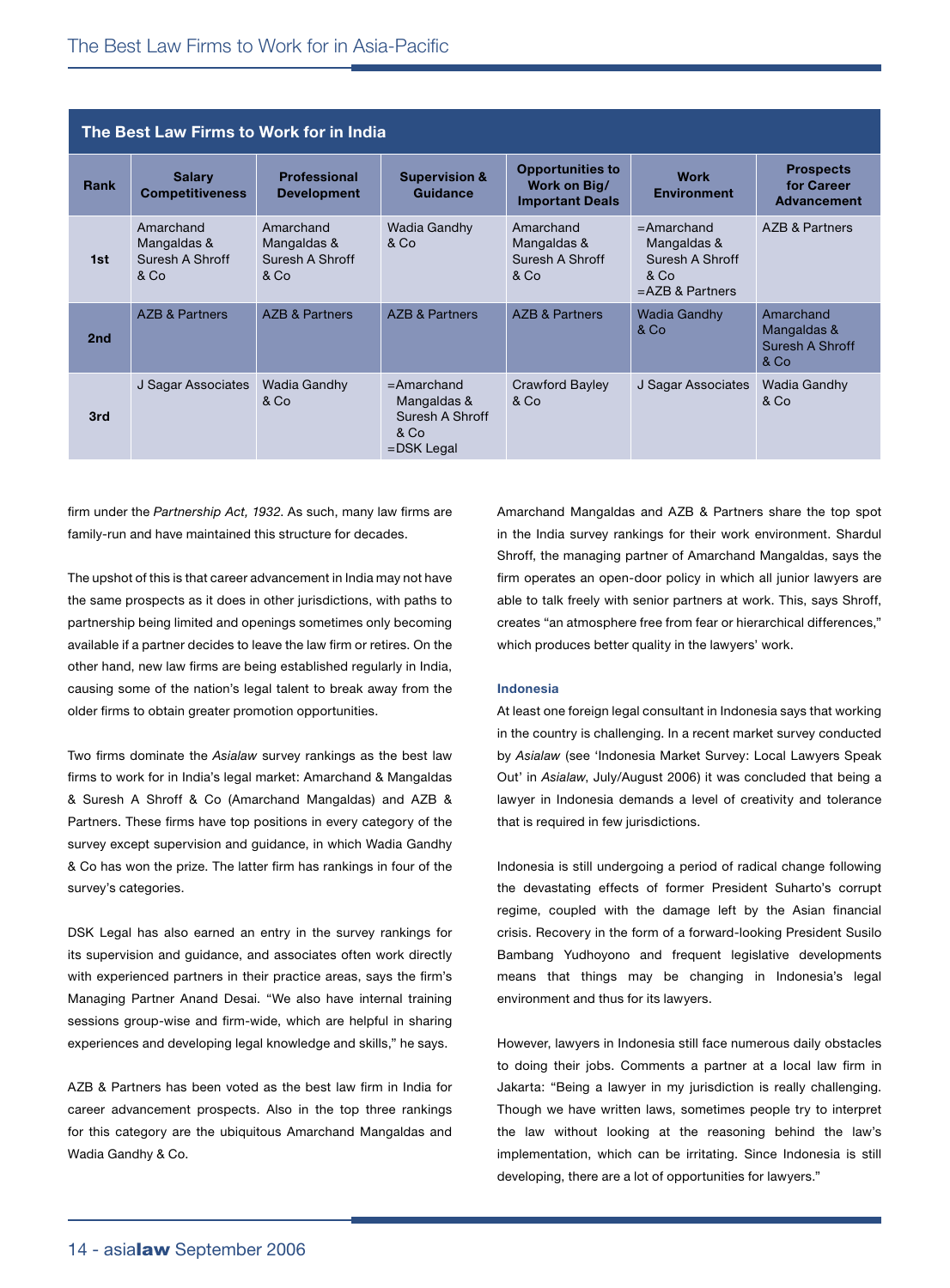## The Best Law Firms to Work for in India

| Rank | Salary Competitiveness | Professional Development | Supervision & Guidance | Opportunities to Work on Big/ Important Deals | Work Environment | Prospects for Career Advancement |
|---|---|---|---|---|---|---|
| 1st | Amarchand Mangaldas & Suresh A Shroff & Co | Amarchand Mangaldas & Suresh A Shroff & Co | Wadia Gandhy & Co | Amarchand Mangaldas & Suresh A Shroff & Co | =Amarchand Mangaldas & Suresh A Shroff & Co =AZB & Partners | AZB & Partners |
| 2nd | AZB & Partners | AZB & Partners | AZB & Partners | AZB & Partners | Wadia Gandhy & Co | Amarchand Mangaldas & Suresh A Shroff & Co |
| 3rd | J Sagar Associates | Wadia Gandhy & Co | =Amarchand Mangaldas & Suresh A Shroff & Co =DSK Legal | Crawford Bayley & Co | J Sagar Associates | Wadia Gandhy & Co |

firm under the *Partnership Act, 1932*. As such, many law firms are family-run and have maintained this structure for decades.

The upshot of this is that career advancement in India may not have the same prospects as it does in other jurisdictions, with paths to partnership being limited and openings sometimes only becoming available if a partner decides to leave the law firm or retires. On the other hand, new law firms are being established regularly in India, causing some of the nation's legal talent to break away from the older firms to obtain greater promotion opportunities.

Two firms dominate the *Asialaw* survey rankings as the best law firms to work for in India's legal market: Amarchand & Mangaldas & Suresh A Shroff & Co (Amarchand Mangaldas) and AZB & Partners. These firms have top positions in every category of the survey except supervision and guidance, in which Wadia Gandhy & Co has won the prize. The latter firm has rankings in four of the survey's categories.

DSK Legal has also earned an entry in the survey rankings for its supervision and guidance, and associates often work directly with experienced partners in their practice areas, says the firm's Managing Partner Anand Desai. "We also have internal training sessions group-wise and firm-wide, which are helpful in sharing experiences and developing legal knowledge and skills," he says.

AZB & Partners has been voted as the best law firm in India for career advancement prospects. Also in the top three rankings for this category are the ubiquitous Amarchand Mangaldas and Wadia Gandhy & Co.

Amarchand Mangaldas and AZB & Partners share the top spot in the India survey rankings for their work environment. Shardul Shroff, the managing partner of Amarchand Mangaldas, says the firm operates an open-door policy in which all junior lawyers are able to talk freely with senior partners at work. This, says Shroff, creates "an atmosphere free from fear or hierarchical differences," which produces better quality in the lawyers' work.

### Indonesia

At least one foreign legal consultant in Indonesia says that working in the country is challenging. In a recent market survey conducted by *Asialaw* (see 'Indonesia Market Survey: Local Lawyers Speak Out' in *Asialaw*, July/August 2006) it was concluded that being a lawyer in Indonesia demands a level of creativity and tolerance that is required in few jurisdictions.

Indonesia is still undergoing a period of radical change following the devastating effects of former President Suharto's corrupt regime, coupled with the damage left by the Asian financial crisis. Recovery in the form of a forward-looking President Susilo Bambang Yudhoyono and frequent legislative developments means that things may be changing in Indonesia's legal environment and thus for its lawyers.

However, lawyers in Indonesia still face numerous daily obstacles to doing their jobs. Comments a partner at a local law firm in Jakarta: "Being a lawyer in my jurisdiction is really challenging. Though we have written laws, sometimes people try to interpret the law without looking at the reasoning behind the law's implementation, which can be irritating. Since Indonesia is still developing, there are a lot of opportunities for lawyers."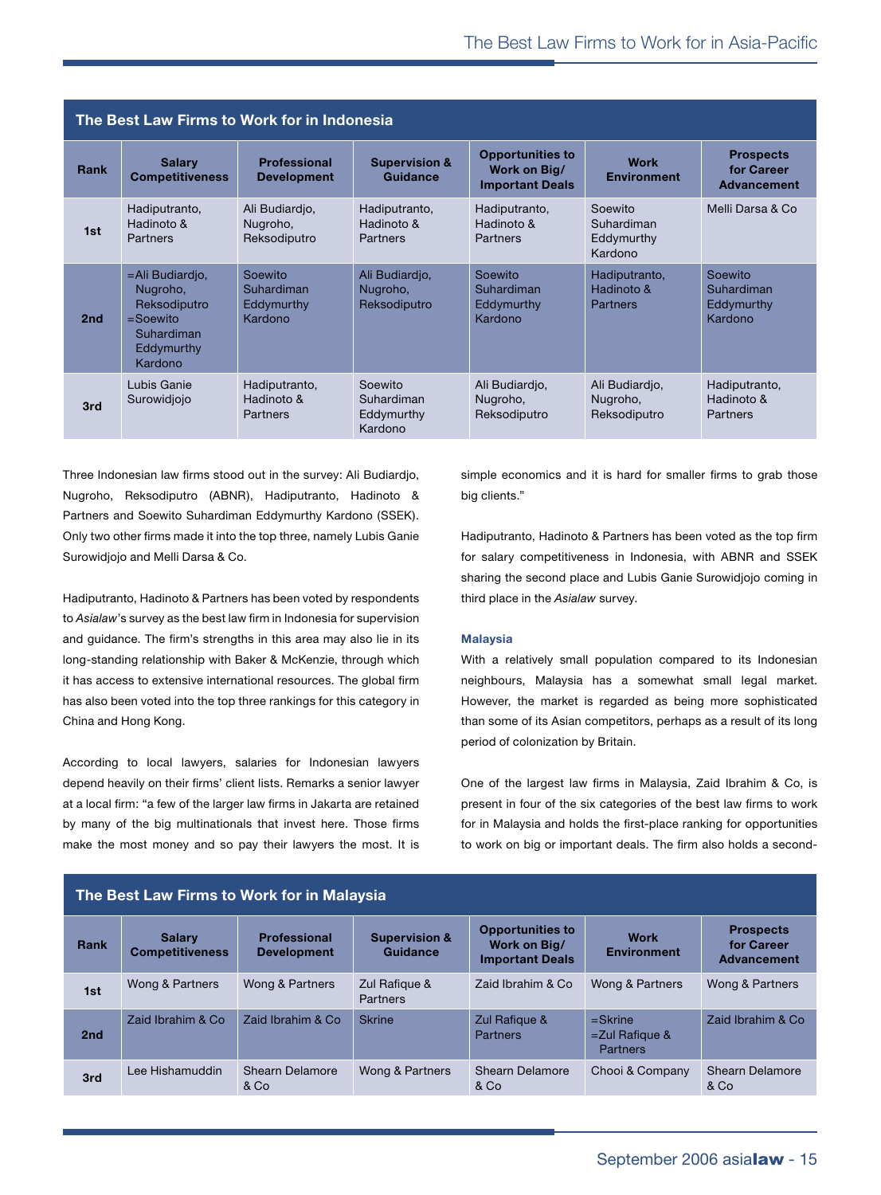## The Best Law Firms to Work for in Indonesia

| Rank | Salary Competitiveness | Professional Development | Supervision & Guidance | Opportunities to Work on Big/ Important Deals | Work Environment | Prospects for Career Advancement |
|---|---|---|---|---|---|---|
| 1st | Hadiputranto, Hadinoto & Partners | Ali Budiardjo, Nugroho, Reksodiputro | Hadiputranto, Hadinoto & Partners | Hadiputranto, Hadinoto & Partners | Soewito Suhardiman Eddymurthy Kardono | Melli Darsa & Co |
| 2nd | =Ali Budiardjo, Nugroho, Reksodiputro =Soewito Suhardiman Eddymurthy Kardono | Soewito Suhardiman Eddymurthy Kardono | Ali Budiardjo, Nugroho, Reksodiputro | Soewito Suhardiman Eddymurthy Kardono | Hadiputranto, Hadinoto & Partners | Soewito Suhardiman Eddymurthy Kardono |
| 3rd | Lubis Ganie Surowidjojo | Hadiputranto, Hadinoto & Partners | Soewito Suhardiman Eddymurthy Kardono | Ali Budiardjo, Nugroho, Reksodiputro | Ali Budiardjo, Nugroho, Reksodiputro | Hadiputranto, Hadinoto & Partners |

Three Indonesian law firms stood out in the survey: Ali Budiardjo, Nugroho, Reksodiputro (ABNR), Hadiputranto, Hadinoto & Partners and Soewito Suhardiman Eddymurthy Kardono (SSEK). Only two other firms made it into the top three, namely Lubis Ganie Surowidjojo and Melli Darsa & Co.

Hadiputranto, Hadinoto & Partners has been voted by respondents to *Asialaw*'s survey as the best law firm in Indonesia for supervision and guidance. The firm's strengths in this area may also lie in its long-standing relationship with Baker & McKenzie, through which it has access to extensive international resources. The global firm has also been voted into the top three rankings for this category in China and Hong Kong.

According to local lawyers, salaries for Indonesian lawyers depend heavily on their firms' client lists. Remarks a senior lawyer at a local firm: "a few of the larger law firms in Jakarta are retained by many of the big multinationals that invest here. Those firms make the most money and so pay their lawyers the most. It is simple economics and it is hard for smaller firms to grab those big clients."

Hadiputranto, Hadinoto & Partners has been voted as the top firm for salary competitiveness in Indonesia, with ABNR and SSEK sharing the second place and Lubis Ganie Surowidjojo coming in third place in the *Asialaw* survey.

### Malaysia

With a relatively small population compared to its Indonesian neighbours, Malaysia has a somewhat small legal market. However, the market is regarded as being more sophisticated than some of its Asian competitors, perhaps as a result of its long period of colonization by Britain.

One of the largest law firms in Malaysia, Zaid Ibrahim & Co, is present in four of the six categories of the best law firms to work for in Malaysia and holds the first-place ranking for opportunities to work on big or important deals. The firm also holds a second-

## The Best Law Firms to Work for in Malaysia

| Rank | Salary Competitiveness | Professional Development | Supervision & Guidance | Opportunities to Work on Big/ Important Deals | Work Environment | Prospects for Career Advancement |
|---|---|---|---|---|---|---|
| 1st | Wong & Partners | Wong & Partners | Zul Rafique & Partners | Zaid Ibrahim & Co | Wong & Partners | Wong & Partners |
| 2nd | Zaid Ibrahim & Co | Zaid Ibrahim & Co | Skrine | Zul Rafique & Partners | =Skrine =Zul Rafique & Partners | Zaid Ibrahim & Co |
| 3rd | Lee Hishamuddin | Shearn Delamore & Co | Wong & Partners | Shearn Delamore & Co | Chooi & Company | Shearn Delamore & Co |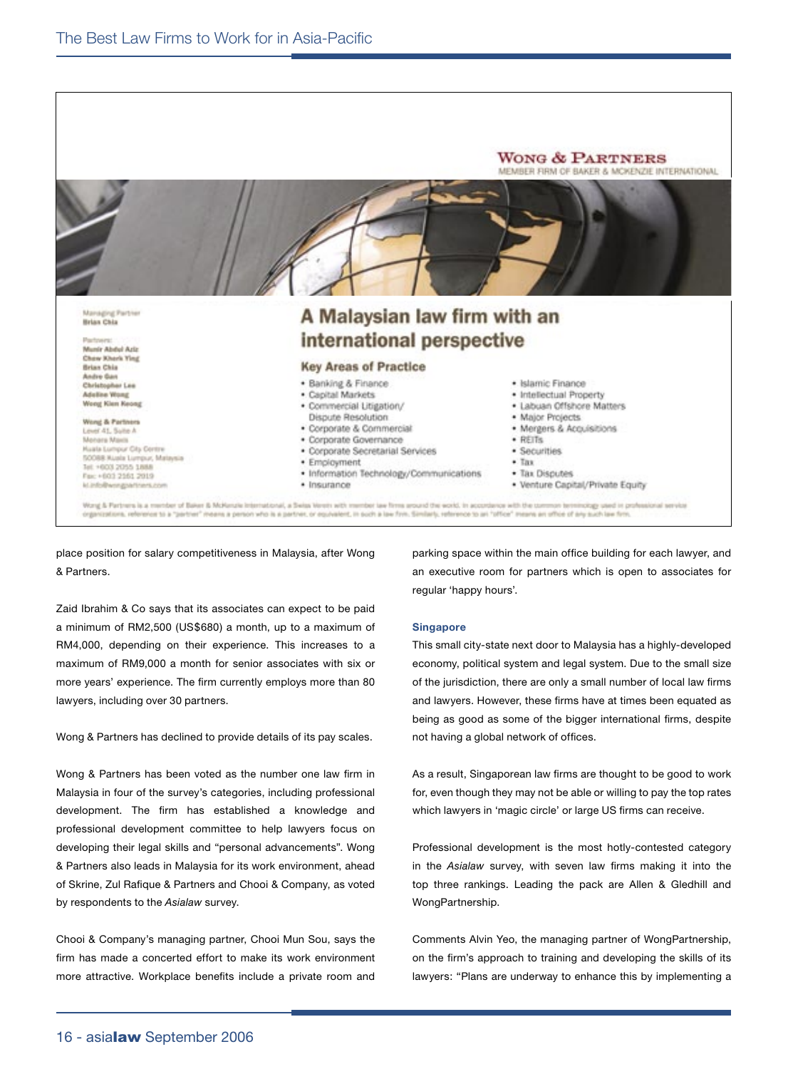WONG & PARTNERS
MEMBER FIRM OF BAKER & MCKENZIE INTERNATIONAL

Managing Partner
**Brian Chia**

Partners:
**Munir Abdul Aziz**
**Chew Kherk Ying**
**Brian Chia**
**Andre Gan**
**Christopher Lee**
**Adeline Wong**
**Wong Kien Keong**

**Wong & Partners**
Level 41, Suite A
Menara Maxis
Kuala Lumpur City Centre
50088 Kuala Lumpur, Malaysia
Tel: +603 2055 1888
Fax: +603 2161 2919
kl.info@wongpartners.com

## A Malaysian law firm with an international perspective

### Key Areas of Practice

- Banking & Finance
- Capital Markets
- Commercial Litigation/ Dispute Resolution
- Corporate & Commercial
- Corporate Governance
- Corporate Secretarial Services
- Employment
- Information Technology/Communications
- Insurance
- Islamic Finance
- Intellectual Property
- Labuan Offshore Matters
- Major Projects
- Mergers & Acquisitions
- REITs
- Securities
- Tax
- Tax Disputes
- Venture Capital/Private Equity

Wong & Partners is a member of Baker & McKenzie International, a Swiss Verein with member law firms around the world. In accordance with the common terminology used in professional service organizations, reference to a "partner" means a person who is a partner, or equivalent, in such a law firm. Similarly, reference to an "office" means an office of any such law firm.

place position for salary competitiveness in Malaysia, after Wong & Partners.

Zaid Ibrahim & Co says that its associates can expect to be paid a minimum of RM2,500 (US$680) a month, up to a maximum of RM4,000, depending on their experience. This increases to a maximum of RM9,000 a month for senior associates with six or more years' experience. The firm currently employs more than 80 lawyers, including over 30 partners.

Wong & Partners has declined to provide details of its pay scales.

Wong & Partners has been voted as the number one law firm in Malaysia in four of the survey's categories, including professional development. The firm has established a knowledge and professional development committee to help lawyers focus on developing their legal skills and "personal advancements". Wong & Partners also leads in Malaysia for its work environment, ahead of Skrine, Zul Rafique & Partners and Chooi & Company, as voted by respondents to the *Asialaw* survey.

Chooi & Company's managing partner, Chooi Mun Sou, says the firm has made a concerted effort to make its work environment more attractive. Workplace benefits include a private room and parking space within the main office building for each lawyer, and an executive room for partners which is open to associates for regular 'happy hours'.

#### Singapore

This small city-state next door to Malaysia has a highly-developed economy, political system and legal system. Due to the small size of the jurisdiction, there are only a small number of local law firms and lawyers. However, these firms have at times been equated as being as good as some of the bigger international firms, despite not having a global network of offices.

As a result, Singaporean law firms are thought to be good to work for, even though they may not be able or willing to pay the top rates which lawyers in 'magic circle' or large US firms can receive.

Professional development is the most hotly-contested category in the *Asialaw* survey, with seven law firms making it into the top three rankings. Leading the pack are Allen & Gledhill and WongPartnership.

Comments Alvin Yeo, the managing partner of WongPartnership, on the firm's approach to training and developing the skills of its lawyers: "Plans are underway to enhance this by implementing a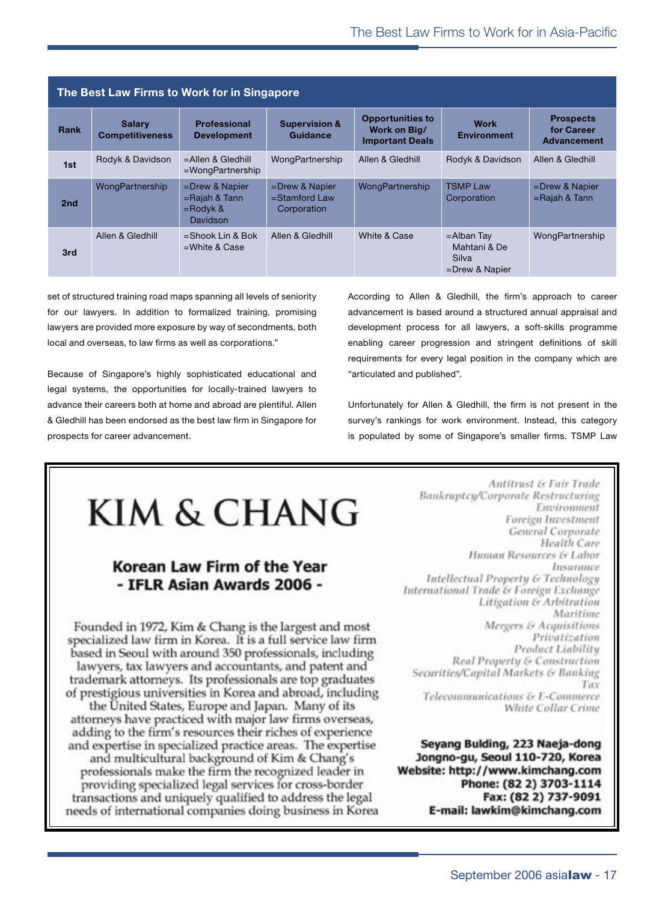## The Best Law Firms to Work for in Singapore

| Rank | Salary Competitiveness | Professional Development | Supervision & Guidance | Opportunities to Work on Big/ Important Deals | Work Environment | Prospects for Career Advancement |
|---|---|---|---|---|---|---|
| 1st | Rodyk & Davidson | =Allen & Gledhill =WongPartnership | WongPartnership | Allen & Gledhill | Rodyk & Davidson | Allen & Gledhill |
| 2nd | WongPartnership | =Drew & Napier =Rajah & Tann =Rodyk & Davidson | =Drew & Napier =Stamford Law Corporation | WongPartnership | TSMP Law Corporation | =Drew & Napier =Rajah & Tann |
| 3rd | Allen & Gledhill | =Shook Lin & Bok =White & Case | Allen & Gledhill | White & Case | =Alban Tay Mahtani & De Silva =Drew & Napier | WongPartnership |

set of structured training road maps spanning all levels of seniority for our lawyers. In addition to formalized training, promising lawyers are provided more exposure by way of secondments, both local and overseas, to law firms as well as corporations."

Because of Singapore's highly sophisticated educational and legal systems, the opportunities for locally-trained lawyers to advance their careers both at home and abroad are plentiful. Allen & Gledhill has been endorsed as the best law firm in Singapore for prospects for career advancement.

According to Allen & Gledhill, the firm's approach to career advancement is based around a structured annual appraisal and development process for all lawyers, a soft-skills programme enabling career progression and stringent definitions of skill requirements for every legal position in the company which are "articulated and published".

Unfortunately for Allen & Gledhill, the firm is not present in the survey's rankings for work environment. Instead, this category is populated by some of Singapore's smaller firms. TSMP Law

# KIM & CHANG

**Korean Law Firm of the Year**
**- IFLR Asian Awards 2006 -**

Founded in 1972, Kim & Chang is the largest and most specialized law firm in Korea. It is a full service law firm based in Seoul with around 350 professionals, including lawyers, tax lawyers and accountants, and patent and trademark attorneys. Its professionals are top graduates of prestigious universities in Korea and abroad, including the United States, Europe and Japan. Many of its attorneys have practiced with major law firms overseas, adding to the firm's resources their riches of experience and expertise in specialized practice areas. The expertise and multicultural background of Kim & Chang's professionals make the firm the recognized leader in providing specialized legal services for cross-border transactions and uniquely qualified to address the legal needs of international companies doing business in Korea

*Antitrust & Fair Trade*
*Bankruptcy/Corporate Restructuring*
*Environment*
*Foreign Investment*
*General Corporate*
*Health Care*
*Human Resources & Labor*
*Insurance*
*Intellectual Property & Technology*
*International Trade & Foreign Exchange*
*Litigation & Arbitration*
*Maritime*
*Mergers & Acquisitions*
*Privatization*
*Product Liability*
*Real Property & Construction*
*Securities/Capital Markets & Banking*
*Tax*
*Telecommunications & E-Commerce*
*White Collar Crime*

**Seyang Bulding, 223 Naeja-dong**
**Jongno-gu, Seoul 110-720, Korea**
**Website: http://www.kimchang.com**
**Phone: (82 2) 3703-1114**
**Fax: (82 2) 737-9091**
**E-mail: lawkim@kimchang.com**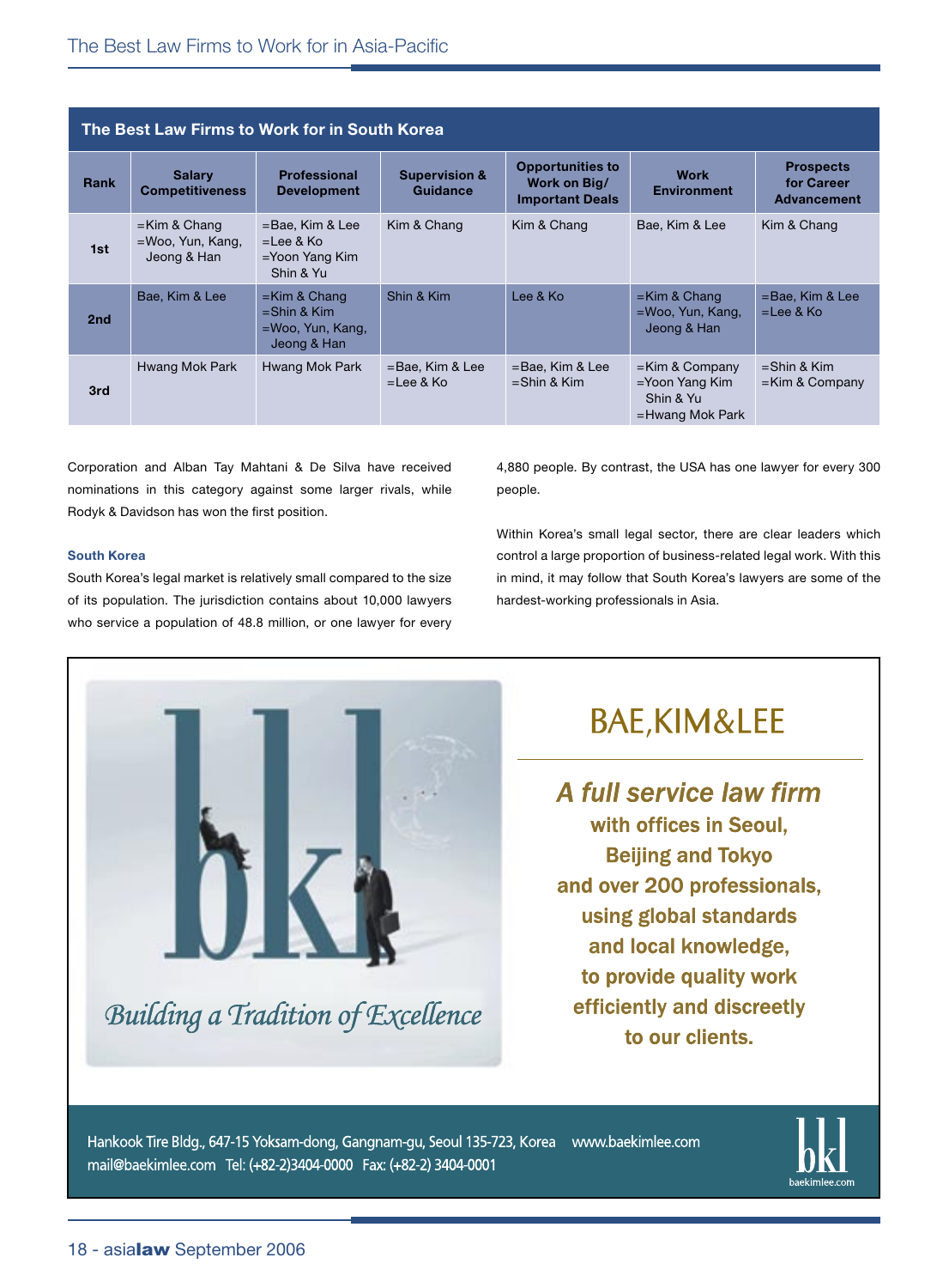## The Best Law Firms to Work for in South Korea

| Rank | Salary Competitiveness | Professional Development | Supervision & Guidance | Opportunities to Work on Big/ Important Deals | Work Environment | Prospects for Career Advancement |
|---|---|---|---|---|---|---|
| 1st | =Kim & Chang<br>=Woo, Yun, Kang, Jeong & Han | =Bae, Kim & Lee<br>=Lee & Ko<br>=Yoon Yang Kim Shin & Yu | Kim & Chang | Kim & Chang | Bae, Kim & Lee | Kim & Chang |
| 2nd | Bae, Kim & Lee | =Kim & Chang<br>=Shin & Kim<br>=Woo, Yun, Kang, Jeong & Han | Shin & Kim | Lee & Ko | =Kim & Chang<br>=Woo, Yun, Kang, Jeong & Han | =Bae, Kim & Lee<br>=Lee & Ko |
| 3rd | Hwang Mok Park | Hwang Mok Park | =Bae, Kim & Lee<br>=Lee & Ko | =Bae, Kim & Lee<br>=Shin & Kim | =Kim & Company<br>=Yoon Yang Kim Shin & Yu<br>=Hwang Mok Park | =Shin & Kim<br>=Kim & Company |

Corporation and Alban Tay Mahtani & De Silva have received nominations in this category against some larger rivals, while Rodyk & Davidson has won the first position.

### South Korea

South Korea's legal market is relatively small compared to the size of its population. The jurisdiction contains about 10,000 lawyers who service a population of 48.8 million, or one lawyer for every 4,880 people. By contrast, the USA has one lawyer for every 300 people.

Within Korea's small legal sector, there are clear leaders which control a large proportion of business-related legal work. With this in mind, it may follow that South Korea's lawyers are some of the hardest-working professionals in Asia.

*Building a Tradition of Excellence*

BAE, KIM & LEE

***A full service law firm***
**with offices in Seoul, Beijing and Tokyo and over 200 professionals, using global standards and local knowledge, to provide quality work efficiently and discreetly to our clients.**

Hankook Tire Bldg., 647-15 Yoksam-dong, Gangnam-gu, Seoul 135-723, Korea www.baekimlee.com
mail@baekimlee.com Tel: (+82-2)3404-0000 Fax: (+82-2) 3404-0001

bkl baekimlee.com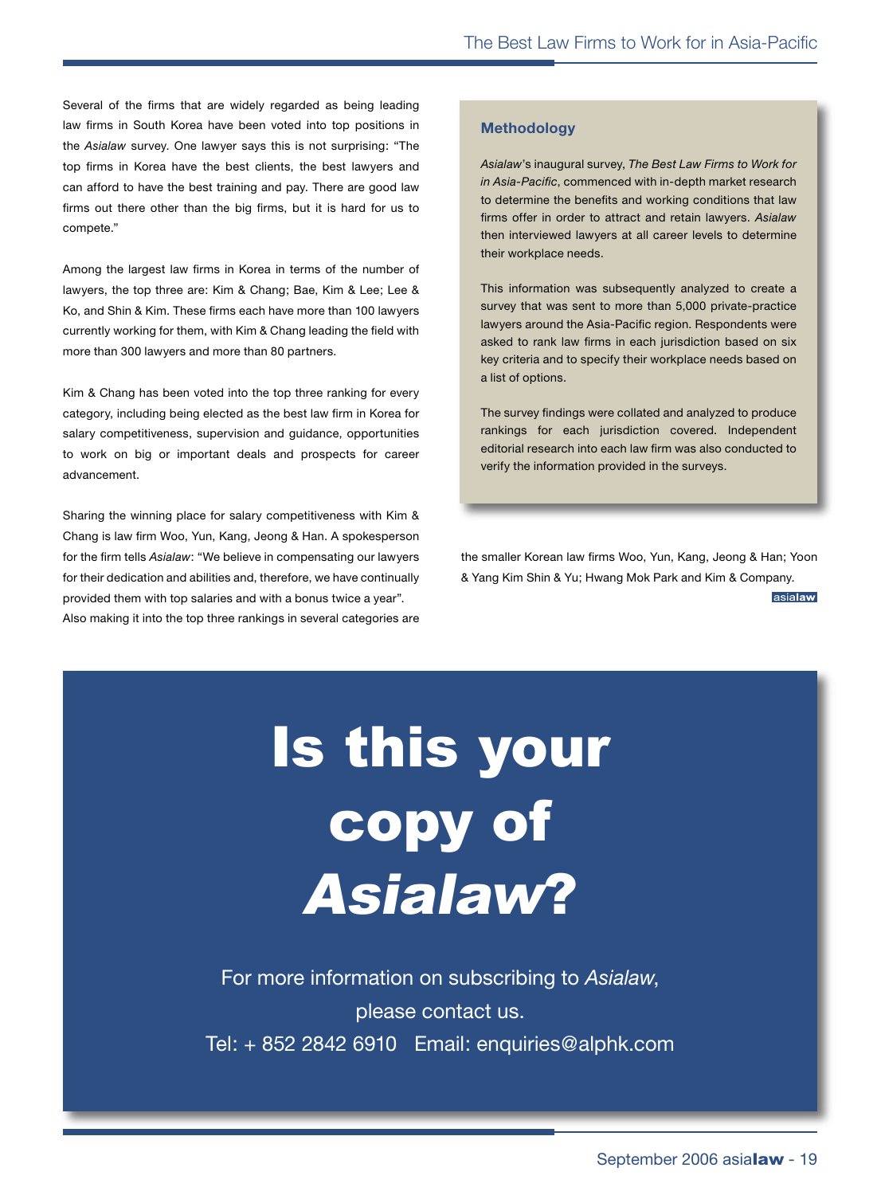Several of the firms that are widely regarded as being leading law firms in South Korea have been voted into top positions in the *Asialaw* survey. One lawyer says this is not surprising: "The top firms in Korea have the best clients, the best lawyers and can afford to have the best training and pay. There are good law firms out there other than the big firms, but it is hard for us to compete."

Among the largest law firms in Korea in terms of the number of lawyers, the top three are: Kim & Chang; Bae, Kim & Lee; Lee & Ko, and Shin & Kim. These firms each have more than 100 lawyers currently working for them, with Kim & Chang leading the field with more than 300 lawyers and more than 80 partners.

Kim & Chang has been voted into the top three ranking for every category, including being elected as the best law firm in Korea for salary competitiveness, supervision and guidance, opportunities to work on big or important deals and prospects for career advancement.

Sharing the winning place for salary competitiveness with Kim & Chang is law firm Woo, Yun, Kang, Jeong & Han. A spokesperson for the firm tells *Asialaw*: "We believe in compensating our lawyers for their dedication and abilities and, therefore, we have continually provided them with top salaries and with a bonus twice a year". Also making it into the top three rankings in several categories are the smaller Korean law firms Woo, Yun, Kang, Jeong & Han; Yoon & Yang Kim Shin & Yu; Hwang Mok Park and Kim & Company.

asialaw

### Methodology

*Asialaw*'s inaugural survey, *The Best Law Firms to Work for in Asia-Pacific*, commenced with in-depth market research to determine the benefits and working conditions that law firms offer in order to attract and retain lawyers. *Asialaw* then interviewed lawyers at all career levels to determine their workplace needs.

This information was subsequently analyzed to create a survey that was sent to more than 5,000 private-practice lawyers around the Asia-Pacific region. Respondents were asked to rank law firms in each jurisdiction based on six key criteria and to specify their workplace needs based on a list of options.

The survey findings were collated and analyzed to produce rankings for each jurisdiction covered. Independent editorial research into each law firm was also conducted to verify the information provided in the surveys.

# Is this your copy of *Asialaw*?

For more information on subscribing to *Asialaw*, please contact us.

Tel: + 852 2842 6910 Email: enquiries@alphk.com